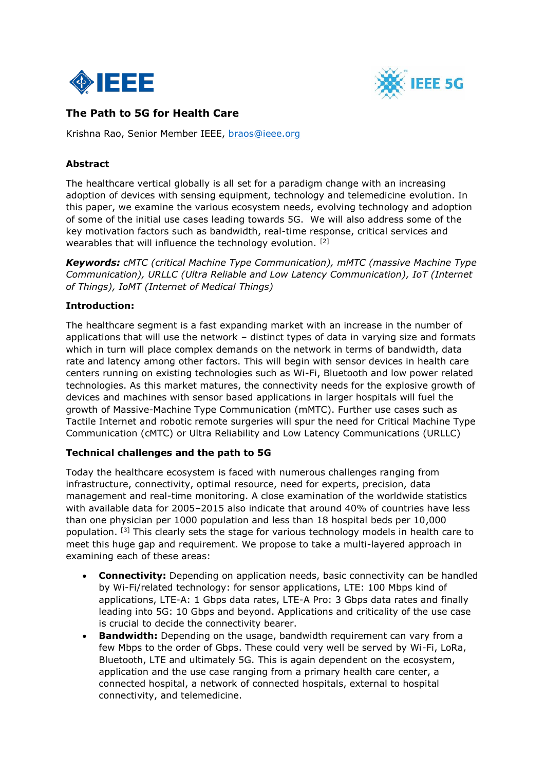# The Path to 5G for Health Care

Krishna Rao, Senior Member IEEE, braos@ieee.org

## Abstract

The healthcare vertical globally is all set for a paradigm change with an increasing adoption of devices with sensing equipment, technology and telemedicine evolution. In this paper, we examine the various ecosystem needs, evolving technology and adoption of some of the initial use cases leading towards 5G. We will also address some of the key motivation factors such as bandwidth, real-time response, critical services and wearables that will influence the technology evolution. [2]

***Keywords:*** *cMTC (critical Machine Type Communication), mMTC (massive Machine Type Communication), URLLC (Ultra Reliable and Low Latency Communication), IoT (Internet of Things), IoMT (Internet of Medical Things)*

## Introduction:

The healthcare segment is a fast expanding market with an increase in the number of applications that will use the network – distinct types of data in varying size and formats which in turn will place complex demands on the network in terms of bandwidth, data rate and latency among other factors. This will begin with sensor devices in health care centers running on existing technologies such as Wi-Fi, Bluetooth and low power related technologies. As this market matures, the connectivity needs for the explosive growth of devices and machines with sensor based applications in larger hospitals will fuel the growth of Massive-Machine Type Communication (mMTC). Further use cases such as Tactile Internet and robotic remote surgeries will spur the need for Critical Machine Type Communication (cMTC) or Ultra Reliability and Low Latency Communications (URLLC)

## Technical challenges and the path to 5G

Today the healthcare ecosystem is faced with numerous challenges ranging from infrastructure, connectivity, optimal resource, need for experts, precision, data management and real-time monitoring. A close examination of the worldwide statistics with available data for 2005–2015 also indicate that around 40% of countries have less than one physician per 1000 population and less than 18 hospital beds per 10,000 population. [3] This clearly sets the stage for various technology models in health care to meet this huge gap and requirement. We propose to take a multi-layered approach in examining each of these areas:

- **Connectivity:** Depending on application needs, basic connectivity can be handled by Wi-Fi/related technology: for sensor applications, LTE: 100 Mbps kind of applications, LTE-A: 1 Gbps data rates, LTE-A Pro: 3 Gbps data rates and finally leading into 5G: 10 Gbps and beyond. Applications and criticality of the use case is crucial to decide the connectivity bearer.
- **Bandwidth:** Depending on the usage, bandwidth requirement can vary from a few Mbps to the order of Gbps. These could very well be served by Wi-Fi, LoRa, Bluetooth, LTE and ultimately 5G. This is again dependent on the ecosystem, application and the use case ranging from a primary health care center, a connected hospital, a network of connected hospitals, external to hospital connectivity, and telemedicine.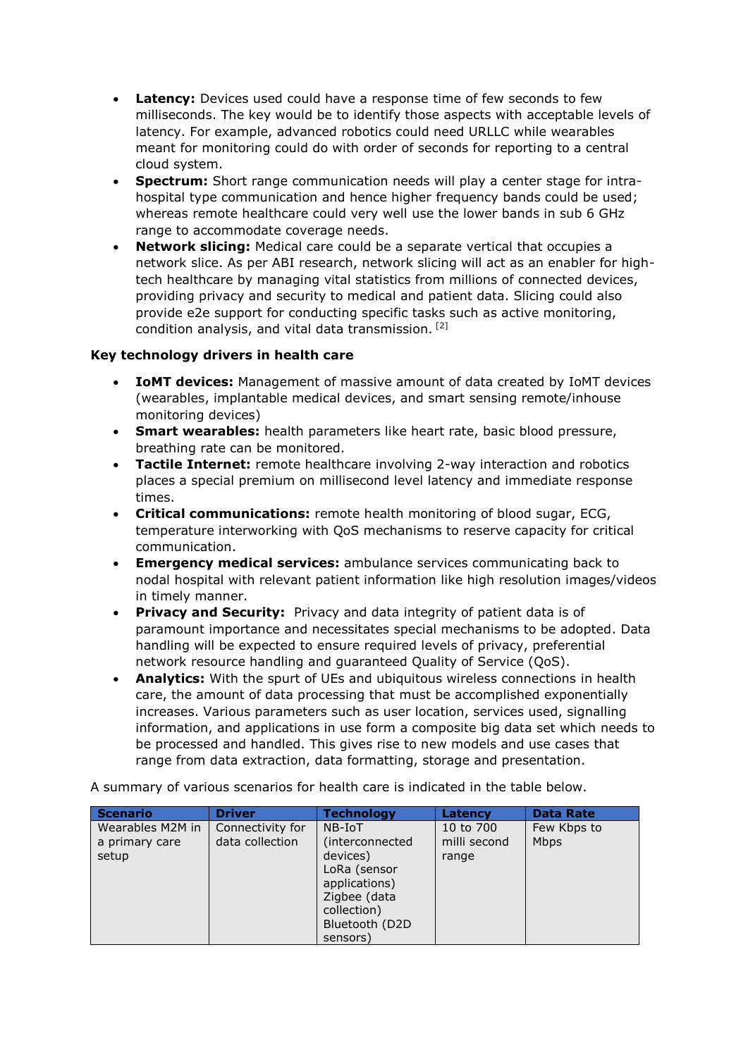- **Latency:** Devices used could have a response time of few seconds to few milliseconds. The key would be to identify those aspects with acceptable levels of latency. For example, advanced robotics could need URLLC while wearables meant for monitoring could do with order of seconds for reporting to a central cloud system.
- **Spectrum:** Short range communication needs will play a center stage for intra-hospital type communication and hence higher frequency bands could be used; whereas remote healthcare could very well use the lower bands in sub 6 GHz range to accommodate coverage needs.
- **Network slicing:** Medical care could be a separate vertical that occupies a network slice. As per ABI research, network slicing will act as an enabler for high-tech healthcare by managing vital statistics from millions of connected devices, providing privacy and security to medical and patient data. Slicing could also provide e2e support for conducting specific tasks such as active monitoring, condition analysis, and vital data transmission. [2]

**Key technology drivers in health care**

- **IoMT devices:** Management of massive amount of data created by IoMT devices (wearables, implantable medical devices, and smart sensing remote/inhouse monitoring devices)
- **Smart wearables:** health parameters like heart rate, basic blood pressure, breathing rate can be monitored.
- **Tactile Internet:** remote healthcare involving 2-way interaction and robotics places a special premium on millisecond level latency and immediate response times.
- **Critical communications:** remote health monitoring of blood sugar, ECG, temperature interworking with QoS mechanisms to reserve capacity for critical communication.
- **Emergency medical services:** ambulance services communicating back to nodal hospital with relevant patient information like high resolution images/videos in timely manner.
- **Privacy and Security:** Privacy and data integrity of patient data is of paramount importance and necessitates special mechanisms to be adopted. Data handling will be expected to ensure required levels of privacy, preferential network resource handling and guaranteed Quality of Service (QoS).
- **Analytics:** With the spurt of UEs and ubiquitous wireless connections in health care, the amount of data processing that must be accomplished increases exponentially. Various parameters such as user location, services used, signalling information, and applications in use form a composite big data set which needs to be processed and handled. This gives rise to new models and use cases that range from data extraction, data formatting, storage and presentation.

A summary of various scenarios for health care is indicated in the table below.

| Scenario | Driver | Technology | Latency | Data Rate |
|---|---|---|---|---|
| Wearables M2M in a primary care setup | Connectivity for data collection | NB-IoT (interconnected devices) LoRa (sensor applications) Zigbee (data collection) Bluetooth (D2D sensors) | 10 to 700 milli second range | Few Kbps to Mbps |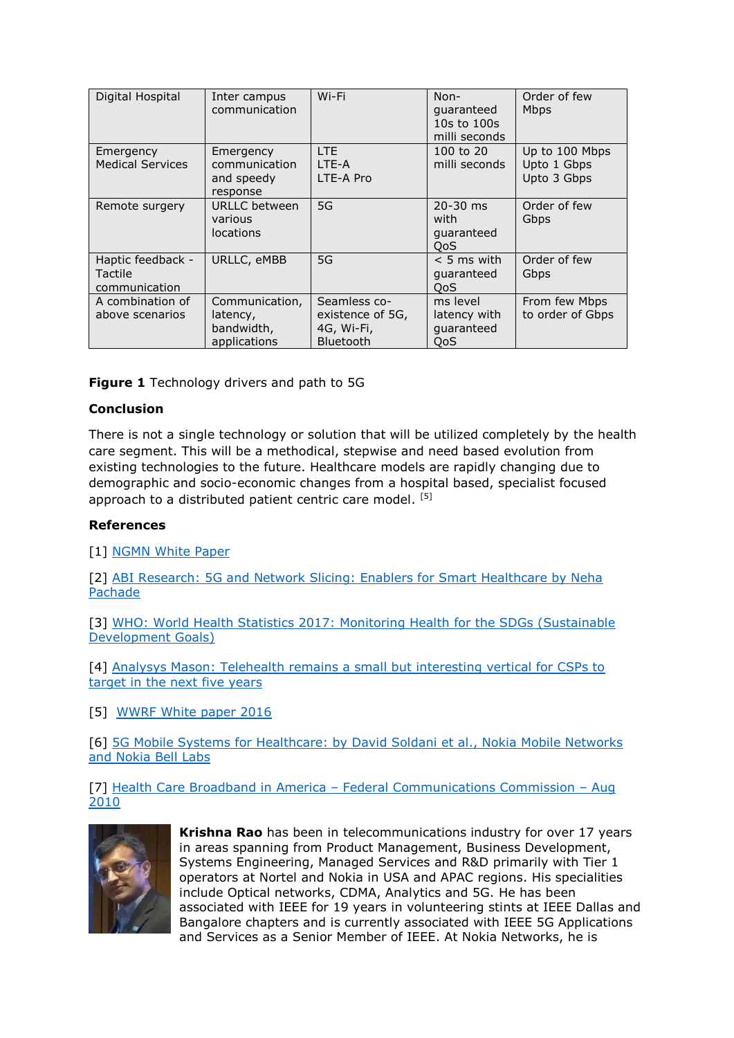| Digital Hospital | Inter campus communication | Wi-Fi | Non-guaranteed 10s to 100s milli seconds | Order of few Mbps |
|---|---|---|---|---|
| Emergency Medical Services | Emergency communication and speedy response | LTE<br>LTE-A<br>LTE-A Pro | 100 to 20 milli seconds | Up to 100 Mbps<br>Upto 1 Gbps<br>Upto 3 Gbps |
| Remote surgery | URLLC between various locations | 5G | 20-30 ms with guaranteed QoS | Order of few Gbps |
| Haptic feedback - Tactile communication | URLLC, eMBB | 5G | < 5 ms with guaranteed QoS | Order of few Gbps |
| A combination of above scenarios | Communication, latency, bandwidth, applications | Seamless co-existence of 5G, 4G, Wi-Fi, Bluetooth | ms level latency with guaranteed QoS | From few Mbps to order of Gbps |

**Figure 1** Technology drivers and path to 5G

**Conclusion**

There is not a single technology or solution that will be utilized completely by the health care segment. This will be a methodical, stepwise and need based evolution from existing technologies to the future. Healthcare models are rapidly changing due to demographic and socio-economic changes from a hospital based, specialist focused approach to a distributed patient centric care model. [5]

**References**

[1] NGMN White Paper

[2] ABI Research: 5G and Network Slicing: Enablers for Smart Healthcare by Neha Pachade

[3] WHO: World Health Statistics 2017: Monitoring Health for the SDGs (Sustainable Development Goals)

[4] Analysys Mason: Telehealth remains a small but interesting vertical for CSPs to target in the next five years

[5] WWRF White paper 2016

[6] 5G Mobile Systems for Healthcare: by David Soldani et al., Nokia Mobile Networks and Nokia Bell Labs

[7] Health Care Broadband in America – Federal Communications Commission – Aug 2010

**Krishna Rao** has been in telecommunications industry for over 17 years in areas spanning from Product Management, Business Development, Systems Engineering, Managed Services and R&D primarily with Tier 1 operators at Nortel and Nokia in USA and APAC regions. His specialities include Optical networks, CDMA, Analytics and 5G. He has been associated with IEEE for 19 years in volunteering stints at IEEE Dallas and Bangalore chapters and is currently associated with IEEE 5G Applications and Services as a Senior Member of IEEE. At Nokia Networks, he is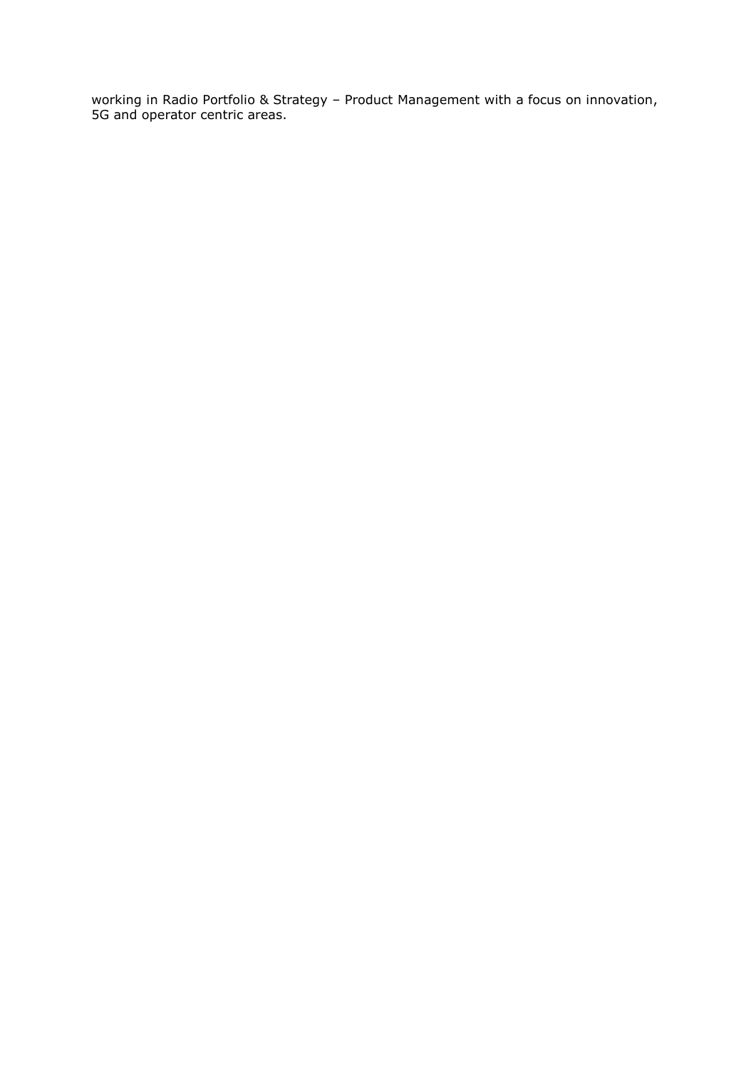working in Radio Portfolio & Strategy – Product Management with a focus on innovation, 5G and operator centric areas.